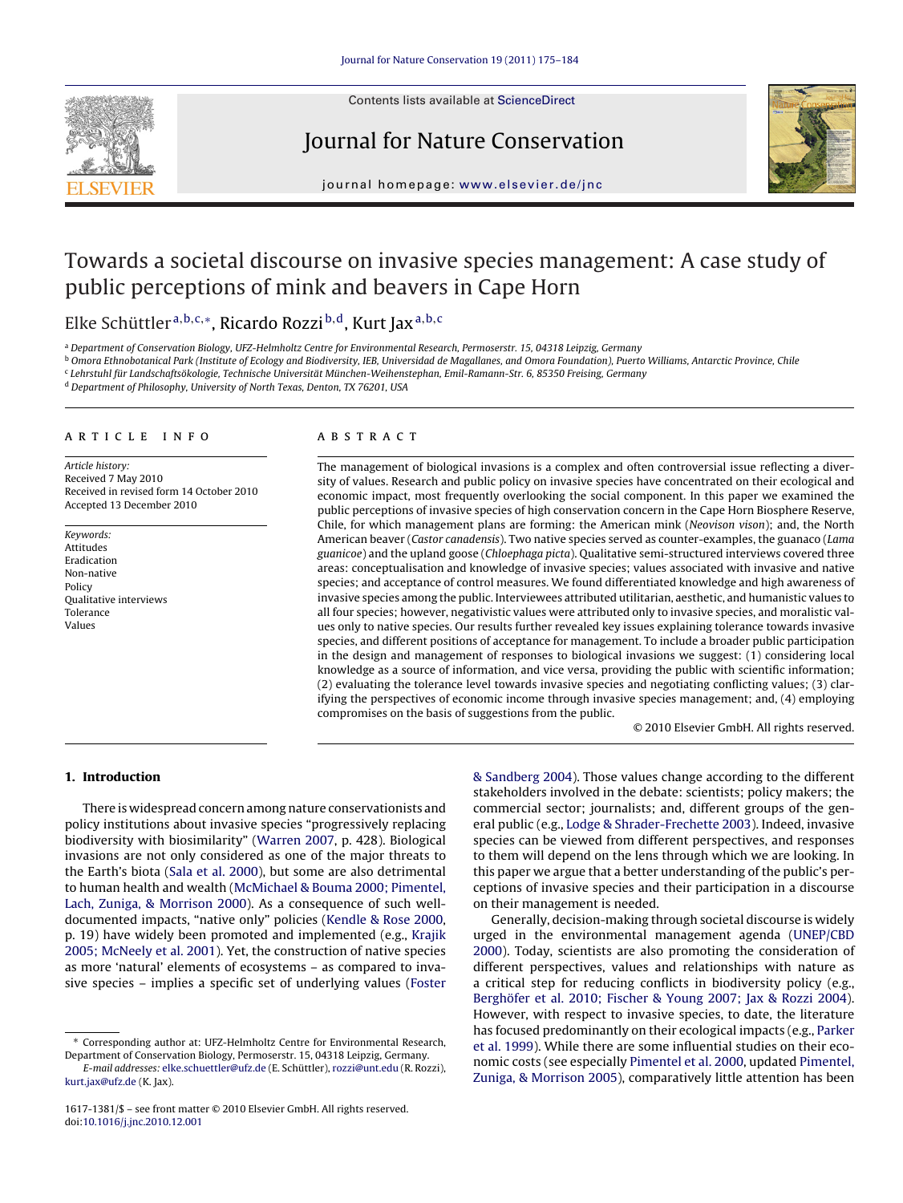# Towards a societal discourse on invasive species management: A case study of public perceptions of mink and beavers in Cape Horn

Elke Schüttler[a,b,c,*], Ricardo Rozzi[b,d], Kurt Jax[a,b,c]

[a] Department of Conservation Biology, UFZ-Helmholtz Centre for Environmental Research, Permoserstr. 15, 04318 Leipzig, Germany
[b] Omora Ethnobotanical Park (Institute of Ecology and Biodiversity, IEB, Universidad de Magallanes, and Omora Foundation), Puerto Williams, Antarctic Province, Chile
[c] Lehrstuhl für Landschaftsökologie, Technische Universität München-Weihenstephan, Emil-Ramann-Str. 6, 85350 Freising, Germany
[d] Department of Philosophy, University of North Texas, Denton, TX 76201, USA

## ARTICLE INFO

*Article history:*
Received 7 May 2010
Received in revised form 14 October 2010
Accepted 13 December 2010

*Keywords:*
Attitudes
Eradication
Non-native
Policy
Qualitative interviews
Tolerance
Values

## ABSTRACT

The management of biological invasions is a complex and often controversial issue reflecting a diversity of values. Research and public policy on invasive species have concentrated on their ecological and economic impact, most frequently overlooking the social component. In this paper we examined the public perceptions of invasive species of high conservation concern in the Cape Horn Biosphere Reserve, Chile, for which management plans are forming: the American mink (*Neovison vison*); and, the North American beaver (*Castor canadensis*). Two native species served as counter-examples, the guanaco (*Lama guanicoe*) and the upland goose (*Chloephaga picta*). Qualitative semi-structured interviews covered three areas: conceptualisation and knowledge of invasive species; values associated with invasive and native species; and acceptance of control measures. We found differentiated knowledge and high awareness of invasive species among the public. Interviewees attributed utilitarian, aesthetic, and humanistic values to all four species; however, negativistic values were attributed only to invasive species, and moralistic values only to native species. Our results further revealed key issues explaining tolerance towards invasive species, and different positions of acceptance for management. To include a broader public participation in the design and management of responses to biological invasions we suggest: (1) considering local knowledge as a source of information, and vice versa, providing the public with scientific information; (2) evaluating the tolerance level towards invasive species and negotiating conflicting values; (3) clarifying the perspectives of economic income through invasive species management; and, (4) employing compromises on the basis of suggestions from the public.

© 2010 Elsevier GmbH. All rights reserved.

## 1. Introduction

There is widespread concern among nature conservationists and policy institutions about invasive species "progressively replacing biodiversity with biosimilarity" (Warren 2007, p. 428). Biological invasions are not only considered as one of the major threats to the Earth's biota (Sala et al. 2000), but some are also detrimental to human health and wealth (McMichael & Bouma 2000; Pimentel, Lach, Zuniga, & Morrison 2000). As a consequence of such well-documented impacts, "native only" policies (Kendle & Rose 2000, p. 19) have widely been promoted and implemented (e.g., Krajik 2005; McNeely et al. 2001). Yet, the construction of native species as more 'natural' elements of ecosystems – as compared to invasive species – implies a specific set of underlying values (Foster & Sandberg 2004). Those values change according to the different stakeholders involved in the debate: scientists; policy makers; the commercial sector; journalists; and, different groups of the general public (e.g., Lodge & Shrader-Frechette 2003). Indeed, invasive species can be viewed from different perspectives, and responses to them will depend on the lens through which we are looking. In this paper we argue that a better understanding of the public's perceptions of invasive species and their participation in a discourse on their management is needed.

Generally, decision-making through societal discourse is widely urged in the environmental management agenda (UNEP/CBD 2000). Today, scientists are also promoting the consideration of different perspectives, values and relationships with nature as a critical step for reducing conflicts in biodiversity policy (e.g., Berghöfer et al. 2010; Fischer & Young 2007; Jax & Rozzi 2004). However, with respect to invasive species, to date, the literature has focused predominantly on their ecological impacts (e.g., Parker et al. 1999). While there are some influential studies on their economic costs (see especially Pimentel et al. 2000, updated Pimentel, Zuniga, & Morrison 2005), comparatively little attention has been

\* Corresponding author at: UFZ-Helmholtz Centre for Environmental Research, Department of Conservation Biology, Permoserstr. 15, 04318 Leipzig, Germany.
E-mail addresses: elke.schuettler@ufz.de (E. Schüttler), rozzi@unt.edu (R. Rozzi), kurt.jax@ufz.de (K. Jax).

1617-1381/$ – see front matter © 2010 Elsevier GmbH. All rights reserved.
doi:10.1016/j.jnc.2010.12.001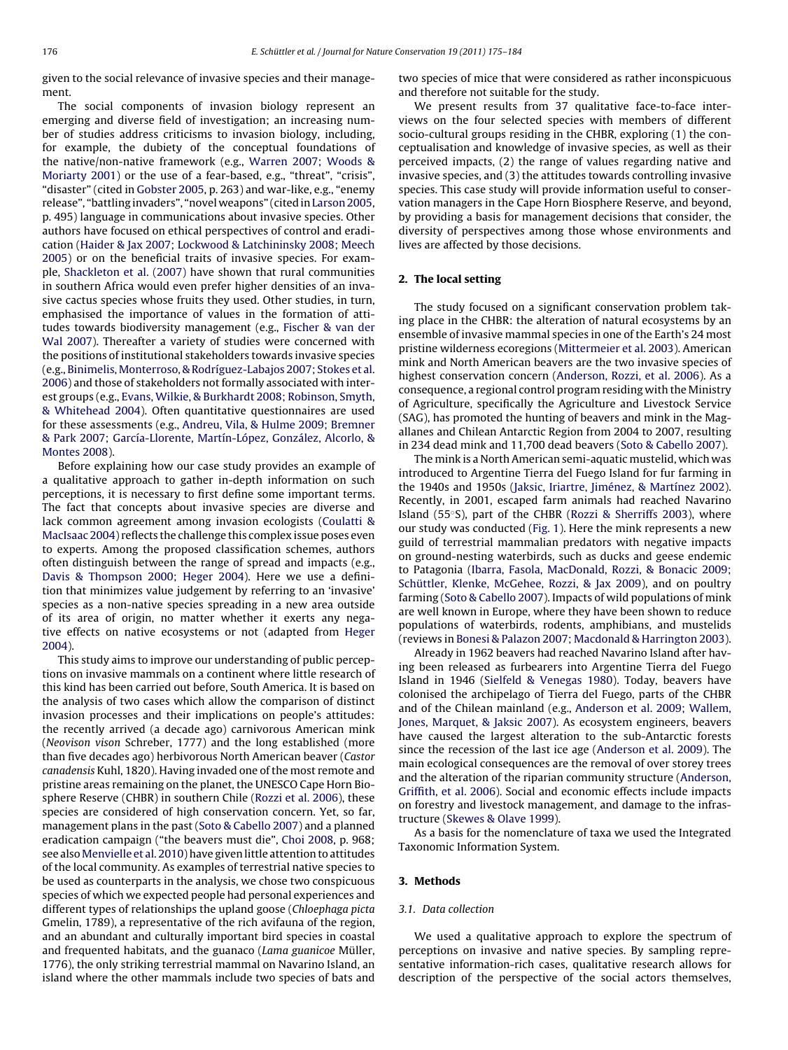given to the social relevance of invasive species and their management.

The social components of invasion biology represent an emerging and diverse field of investigation; an increasing number of studies address criticisms to invasion biology, including, for example, the dubiety of the conceptual foundations of the native/non-native framework (e.g., Warren 2007; Woods & Moriarty 2001) or the use of a fear-based, e.g., "threat", "crisis", "disaster" (cited in Gobster 2005, p. 263) and war-like, e.g., "enemy release", "battling invaders", "novel weapons" (cited in Larson 2005, p. 495) language in communications about invasive species. Other authors have focused on ethical perspectives of control and eradication (Haider & Jax 2007; Lockwood & Latchininsky 2008; Meech 2005) or on the beneficial traits of invasive species. For example, Shackleton et al. (2007) have shown that rural communities in southern Africa would even prefer higher densities of an invasive cactus species whose fruits they used. Other studies, in turn, emphasised the importance of values in the formation of attitudes towards biodiversity management (e.g., Fischer & van der Wal 2007). Thereafter a variety of studies were concerned with the positions of institutional stakeholders towards invasive species (e.g., Binimelis, Monterroso, & Rodríguez-Labajos 2007; Stokes et al. 2006) and those of stakeholders not formally associated with interest groups (e.g., Evans, Wilkie, & Burkhardt 2008; Robinson, Smyth, & Whitehead 2004). Often quantitative questionnaires are used for these assessments (e.g., Andreu, Vila, & Hulme 2009; Bremner & Park 2007; García-Llorente, Martín-López, González, Alcorlo, & Montes 2008).

Before explaining how our case study provides an example of a qualitative approach to gather in-depth information on such perceptions, it is necessary to first define some important terms. The fact that concepts about invasive species are diverse and lack common agreement among invasion ecologists (Coulatti & MacIsaac 2004) reflects the challenge this complex issue poses even to experts. Among the proposed classification schemes, authors often distinguish between the range of spread and impacts (e.g., Davis & Thompson 2000; Heger 2004). Here we use a definition that minimizes value judgement by referring to an 'invasive' species as a non-native species spreading in a new area outside of its area of origin, no matter whether it exerts any negative effects on native ecosystems or not (adapted from Heger 2004).

This study aims to improve our understanding of public perceptions on invasive mammals on a continent where little research of this kind has been carried out before, South America. It is based on the analysis of two cases which allow the comparison of distinct invasion processes and their implications on people's attitudes: the recently arrived (a decade ago) carnivorous American mink (*Neovison vison* Schreber, 1777) and the long established (more than five decades ago) herbivorous North American beaver (*Castor canadensis* Kuhl, 1820). Having invaded one of the most remote and pristine areas remaining on the planet, the UNESCO Cape Horn Biosphere Reserve (CHBR) in southern Chile (Rozzi et al. 2006), these species are considered of high conservation concern. Yet, so far, management plans in the past (Soto & Cabello 2007) and a planned eradication campaign ("the beavers must die", Choi 2008, p. 968; see also Menvielle et al. 2010) have given little attention to attitudes of the local community. As examples of terrestrial native species to be used as counterparts in the analysis, we chose two conspicuous species of which we expected people had personal experiences and different types of relationships the upland goose (*Chloephaga picta* Gmelin, 1789), a representative of the rich avifauna of the region, and an abundant and culturally important bird species in coastal and frequented habitats, and the guanaco (*Lama guanicoe* Müller, 1776), the only striking terrestrial mammal on Navarino Island, an island where the other mammals include two species of bats and two species of mice that were considered as rather inconspicuous and therefore not suitable for the study.

We present results from 37 qualitative face-to-face interviews on the four selected species with members of different socio-cultural groups residing in the CHBR, exploring (1) the conceptualisation and knowledge of invasive species, as well as their perceived impacts, (2) the range of values regarding native and invasive species, and (3) the attitudes towards controlling invasive species. This case study will provide information useful to conservation managers in the Cape Horn Biosphere Reserve, and beyond, by providing a basis for management decisions that consider, the diversity of perspectives among those whose environments and lives are affected by those decisions.

## 2. The local setting

The study focused on a significant conservation problem taking place in the CHBR: the alteration of natural ecosystems by an ensemble of invasive mammal species in one of the Earth's 24 most pristine wilderness ecoregions (Mittermeier et al. 2003). American mink and North American beavers are the two invasive species of highest conservation concern (Anderson, Rozzi, et al. 2006). As a consequence, a regional control program residing with the Ministry of Agriculture, specifically the Agriculture and Livestock Service (SAG), has promoted the hunting of beavers and mink in the Magallanes and Chilean Antarctic Region from 2004 to 2007, resulting in 234 dead mink and 11,700 dead beavers (Soto & Cabello 2007).

The mink is a North American semi-aquatic mustelid, which was introduced to Argentine Tierra del Fuego Island for fur farming in the 1940s and 1950s (Jaksic, Iriartre, Jiménez, & Martínez 2002). Recently, in 2001, escaped farm animals had reached Navarino Island (55°S), part of the CHBR (Rozzi & Sherriffs 2003), where our study was conducted (Fig. 1). Here the mink represents a new guild of terrestrial mammalian predators with negative impacts on ground-nesting waterbirds, such as ducks and geese endemic to Patagonia (Ibarra, Fasola, MacDonald, Rozzi, & Bonacic 2009; Schüttler, Klenke, McGehee, Rozzi, & Jax 2009), and on poultry farming (Soto & Cabello 2007). Impacts of wild populations of mink are well known in Europe, where they have been shown to reduce populations of waterbirds, rodents, amphibians, and mustelids (reviews in Bonesi & Palazon 2007; Macdonald & Harrington 2003).

Already in 1962 beavers had reached Navarino Island after having been released as furbearers into Argentine Tierra del Fuego Island in 1946 (Sielfeld & Venegas 1980). Today, beavers have colonised the archipelago of Tierra del Fuego, parts of the CHBR and of the Chilean mainland (e.g., Anderson et al. 2009; Wallem, Jones, Marquet, & Jaksic 2007). As ecosystem engineers, beavers have caused the largest alteration to the sub-Antarctic forests since the recession of the last ice age (Anderson et al. 2009). The main ecological consequences are the removal of over storey trees and the alteration of the riparian community structure (Anderson, Griffith, et al. 2006). Social and economic effects include impacts on forestry and livestock management, and damage to the infrastructure (Skewes & Olave 1999).

As a basis for the nomenclature of taxa we used the Integrated Taxonomic Information System.

## 3. Methods

### 3.1. Data collection

We used a qualitative approach to explore the spectrum of perceptions on invasive and native species. By sampling representative information-rich cases, qualitative research allows for description of the perspective of the social actors themselves,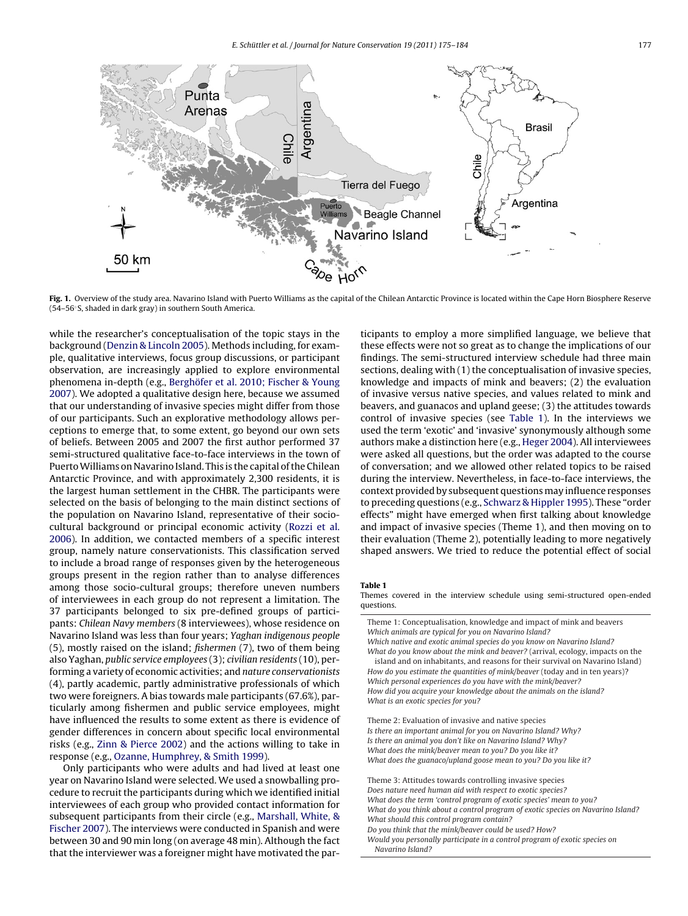**Fig. 1.** Overview of the study area. Navarino Island with Puerto Williams as the capital of the Chilean Antarctic Province is located within the Cape Horn Biosphere Reserve (54–56°S, shaded in dark gray) in southern South America.

while the researcher's conceptualisation of the topic stays in the background (Denzin & Lincoln 2005). Methods including, for example, qualitative interviews, focus group discussions, or participant observation, are increasingly applied to explore environmental phenomena in-depth (e.g., Berghöfer et al. 2010; Fischer & Young 2007). We adopted a qualitative design here, because we assumed that our understanding of invasive species might differ from those of our participants. Such an explorative methodology allows perceptions to emerge that, to some extent, go beyond our own sets of beliefs. Between 2005 and 2007 the first author performed 37 semi-structured qualitative face-to-face interviews in the town of Puerto Williams on Navarino Island. This is the capital of the Chilean Antarctic Province, and with approximately 2,300 residents, it is the largest human settlement in the CHBR. The participants were selected on the basis of belonging to the main distinct sections of the population on Navarino Island, representative of their socio-cultural background or principal economic activity (Rozzi et al. 2006). In addition, we contacted members of a specific interest group, namely nature conservationists. This classification served to include a broad range of responses given by the heterogeneous groups present in the region rather than to analyse differences among those socio-cultural groups; therefore uneven numbers of interviewees in each group do not represent a limitation. The 37 participants belonged to six pre-defined groups of participants: *Chilean Navy members* (8 interviewees), whose residence on Navarino Island was less than four years; *Yaghan indigenous people* (5), mostly raised on the island; *fishermen* (7), two of them being also Yaghan, *public service employees* (3); *civilian residents* (10), performing a variety of economic activities; and *nature conservationists* (4), partly academic, partly administrative professionals of which two were foreigners. A bias towards male participants (67.6%), particularly among fishermen and public service employees, might have influenced the results to some extent as there is evidence of gender differences in concern about specific local environmental risks (e.g., Zinn & Pierce 2002) and the actions willing to take in response (e.g., Ozanne, Humphrey, & Smith 1999).

Only participants who were adults and had lived at least one year on Navarino Island were selected. We used a snowballing procedure to recruit the participants during which we identified initial interviewees of each group who provided contact information for subsequent participants from their circle (e.g., Marshall, White, & Fischer 2007). The interviews were conducted in Spanish and were between 30 and 90 min long (on average 48 min). Although the fact that the interviewer was a foreigner might have motivated the participants to employ a more simplified language, we believe that these effects were not so great as to change the implications of our findings. The semi-structured interview schedule had three main sections, dealing with (1) the conceptualisation of invasive species, knowledge and impacts of mink and beavers; (2) the evaluation of invasive versus native species, and values related to mink and beavers, and guanacos and upland geese; (3) the attitudes towards control of invasive species (see Table 1). In the interviews we used the term 'exotic' and 'invasive' synonymously although some authors make a distinction here (e.g., Heger 2004). All interviewees were asked all questions, but the order was adapted to the course of conversation; and we allowed other related topics to be raised during the interview. Nevertheless, in face-to-face interviews, the context provided by subsequent questions may influence responses to preceding questions (e.g., Schwarz & Hippler 1995). These "order effects" might have emerged when first talking about knowledge and impact of invasive species (Theme 1), and then moving on to their evaluation (Theme 2), potentially leading to more negatively shaped answers. We tried to reduce the potential effect of social

**Table 1**
Themes covered in the interview schedule using semi-structured open-ended questions.

| |
|---|
| Theme 1: Conceptualisation, knowledge and impact of mink and beavers |
| *Which animals are typical for you on Navarino Island?* |
| *Which native and exotic animal species do you know on Navarino Island?* |
| *What do you know about the mink and beaver?* (arrival, ecology, impacts on the island and on inhabitants, and reasons for their survival on Navarino Island) |
| *How do you estimate the quantities of mink/beaver* (today and in ten years)? |
| *Which personal experiences do you have with the mink/beaver?* |
| *How did you acquire your knowledge about the animals on the island?* |
| *What is an exotic species for you?* |
| Theme 2: Evaluation of invasive and native species |
| *Is there an important animal for you on Navarino Island? Why?* |
| *Is there an animal you don't like on Navarino Island? Why?* |
| *What does the mink/beaver mean to you? Do you like it?* |
| *What does the guanaco/upland goose mean to you? Do you like it?* |
| Theme 3: Attitudes towards controlling invasive species |
| *Does nature need human aid with respect to exotic species?* |
| *What does the term 'control program of exotic species' mean to you?* |
| *What do you think about a control program of exotic species on Navarino Island?* |
| *What should this control program contain?* |
| *Do you think that the mink/beaver could be used? How?* |
| *Would you personally participate in a control program of exotic species on Navarino Island?* |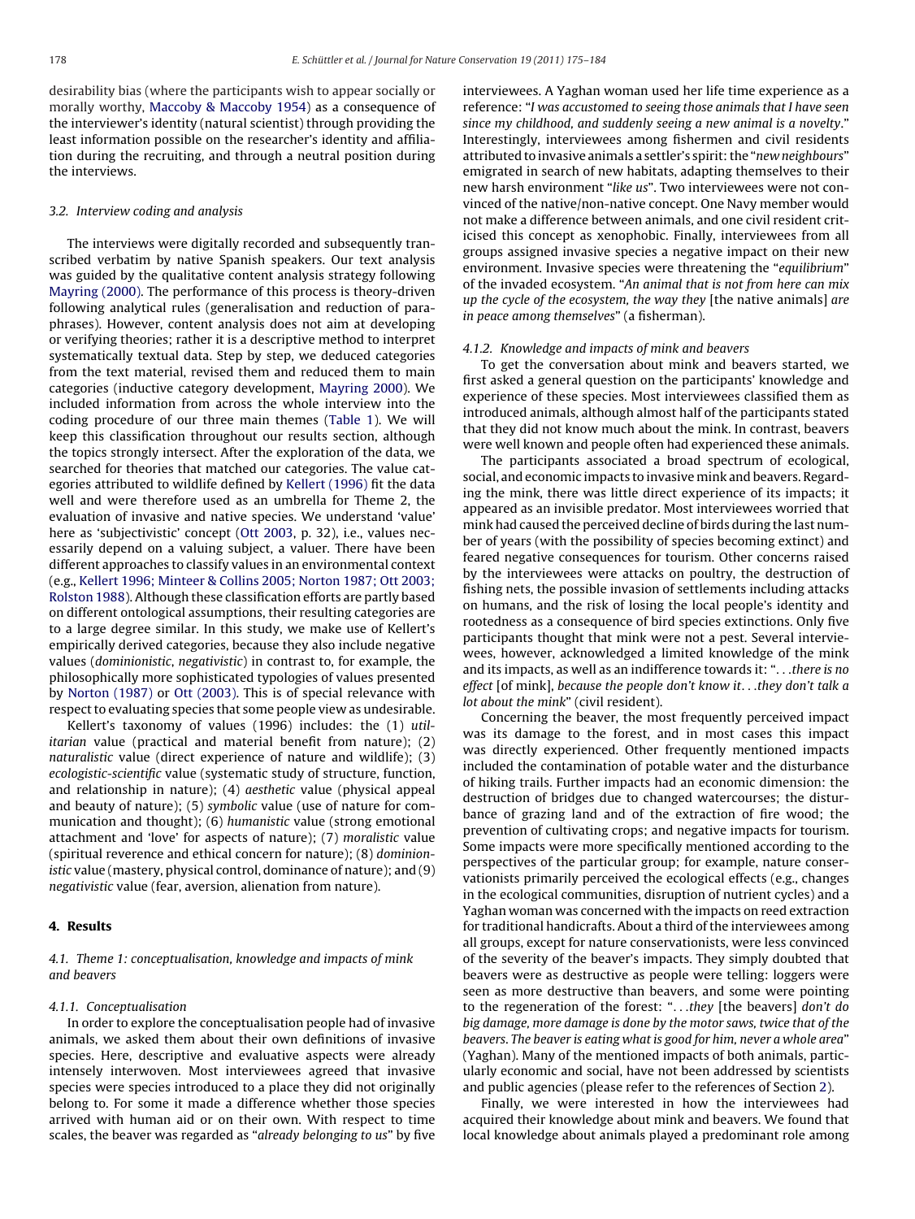desirability bias (where the participants wish to appear socially or morally worthy, Maccoby & Maccoby 1954) as a consequence of the interviewer's identity (natural scientist) through providing the least information possible on the researcher's identity and affiliation during the recruiting, and through a neutral position during the interviews.

### 3.2. Interview coding and analysis

The interviews were digitally recorded and subsequently transcribed verbatim by native Spanish speakers. Our text analysis was guided by the qualitative content analysis strategy following Mayring (2000). The performance of this process is theory-driven following analytical rules (generalisation and reduction of paraphrases). However, content analysis does not aim at developing or verifying theories; rather it is a descriptive method to interpret systematically textual data. Step by step, we deduced categories from the text material, revised them and reduced them to main categories (inductive category development, Mayring 2000). We included information from across the whole interview into the coding procedure of our three main themes (Table 1). We will keep this classification throughout our results section, although the topics strongly intersect. After the exploration of the data, we searched for theories that matched our categories. The value categories attributed to wildlife defined by Kellert (1996) fit the data well and were therefore used as an umbrella for Theme 2, the evaluation of invasive and native species. We understand 'value' here as 'subjectivistic' concept (Ott 2003, p. 32), i.e., values necessarily depend on a valuing subject, a valuer. There have been different approaches to classify values in an environmental context (e.g., Kellert 1996; Minteer & Collins 2005; Norton 1987; Ott 2003; Rolston 1988). Although these classification efforts are partly based on different ontological assumptions, their resulting categories are to a large degree similar. In this study, we make use of Kellert's empirically derived categories, because they also include negative values (*dominionistic*, *negativistic*) in contrast to, for example, the philosophically more sophisticated typologies of values presented by Norton (1987) or Ott (2003). This is of special relevance with respect to evaluating species that some people view as undesirable.

Kellert's taxonomy of values (1996) includes: the (1) *utilitarian* value (practical and material benefit from nature); (2) *naturalistic* value (direct experience of nature and wildlife); (3) *ecologistic-scientific* value (systematic study of structure, function, and relationship in nature); (4) *aesthetic* value (physical appeal and beauty of nature); (5) *symbolic* value (use of nature for communication and thought); (6) *humanistic* value (strong emotional attachment and 'love' for aspects of nature); (7) *moralistic* value (spiritual reverence and ethical concern for nature); (8) *dominionistic* value (mastery, physical control, dominance of nature); and (9) *negativistic* value (fear, aversion, alienation from nature).

## 4. Results

### 4.1. Theme 1: conceptualisation, knowledge and impacts of mink and beavers

#### 4.1.1. Conceptualisation

In order to explore the conceptualisation people had of invasive animals, we asked them about their own definitions of invasive species. Here, descriptive and evaluative aspects were already intensely interwoven. Most interviewees agreed that invasive species were species introduced to a place they did not originally belong to. For some it made a difference whether those species arrived with human aid or on their own. With respect to time scales, the beaver was regarded as "*already belonging to us*" by five interviewees. A Yaghan woman used her life time experience as a reference: "*I was accustomed to seeing those animals that I have seen since my childhood, and suddenly seeing a new animal is a novelty*." Interestingly, interviewees among fishermen and civil residents attributed to invasive animals a settler's spirit: the "*new neighbours*" emigrated in search of new habitats, adapting themselves to their new harsh environment "*like us*". Two interviewees were not convinced of the native/non-native concept. One Navy member would not make a difference between animals, and one civil resident criticised this concept as xenophobic. Finally, interviewees from all groups assigned invasive species a negative impact on their new environment. Invasive species were threatening the "*equilibrium*" of the invaded ecosystem. "*An animal that is not from here can mix up the cycle of the ecosystem, the way they* [the native animals] *are in peace among themselves*" (a fisherman).

#### 4.1.2. Knowledge and impacts of mink and beavers

To get the conversation about mink and beavers started, we first asked a general question on the participants' knowledge and experience of these species. Most interviewees classified them as introduced animals, although almost half of the participants stated that they did not know much about the mink. In contrast, beavers were well known and people often had experienced these animals.

The participants associated a broad spectrum of ecological, social, and economic impacts to invasive mink and beavers. Regarding the mink, there was little direct experience of its impacts; it appeared as an invisible predator. Most interviewees worried that mink had caused the perceived decline of birds during the last number of years (with the possibility of species becoming extinct) and feared negative consequences for tourism. Other concerns raised by the interviewees were attacks on poultry, the destruction of fishing nets, the possible invasion of settlements including attacks on humans, and the risk of losing the local people's identity and rootedness as a consequence of bird species extinctions. Only five participants thought that mink were not a pest. Several interviewees, however, acknowledged a limited knowledge of the mink and its impacts, as well as an indifference towards it: "*. . .there is no effect* [of mink], *because the people don't know it. . .they don't talk a lot about the mink*" (civil resident).

Concerning the beaver, the most frequently perceived impact was its damage to the forest, and in most cases this impact was directly experienced. Other frequently mentioned impacts included the contamination of potable water and the disturbance of hiking trails. Further impacts had an economic dimension: the destruction of bridges due to changed watercourses; the disturbance of grazing land and of the extraction of fire wood; the prevention of cultivating crops; and negative impacts for tourism. Some impacts were more specifically mentioned according to the perspectives of the particular group; for example, nature conservationists primarily perceived the ecological effects (e.g., changes in the ecological communities, disruption of nutrient cycles) and a Yaghan woman was concerned with the impacts on reed extraction for traditional handicrafts. About a third of the interviewees among all groups, except for nature conservationists, were less convinced of the severity of the beaver's impacts. They simply doubted that beavers were as destructive as people were telling: loggers were seen as more destructive than beavers, and some were pointing to the regeneration of the forest: "*. . .they* [the beavers] *don't do big damage, more damage is done by the motor saws, twice that of the beavers. The beaver is eating what is good for him, never a whole area*" (Yaghan). Many of the mentioned impacts of both animals, particularly economic and social, have not been addressed by scientists and public agencies (please refer to the references of Section 2).

Finally, we were interested in how the interviewees had acquired their knowledge about mink and beavers. We found that local knowledge about animals played a predominant role among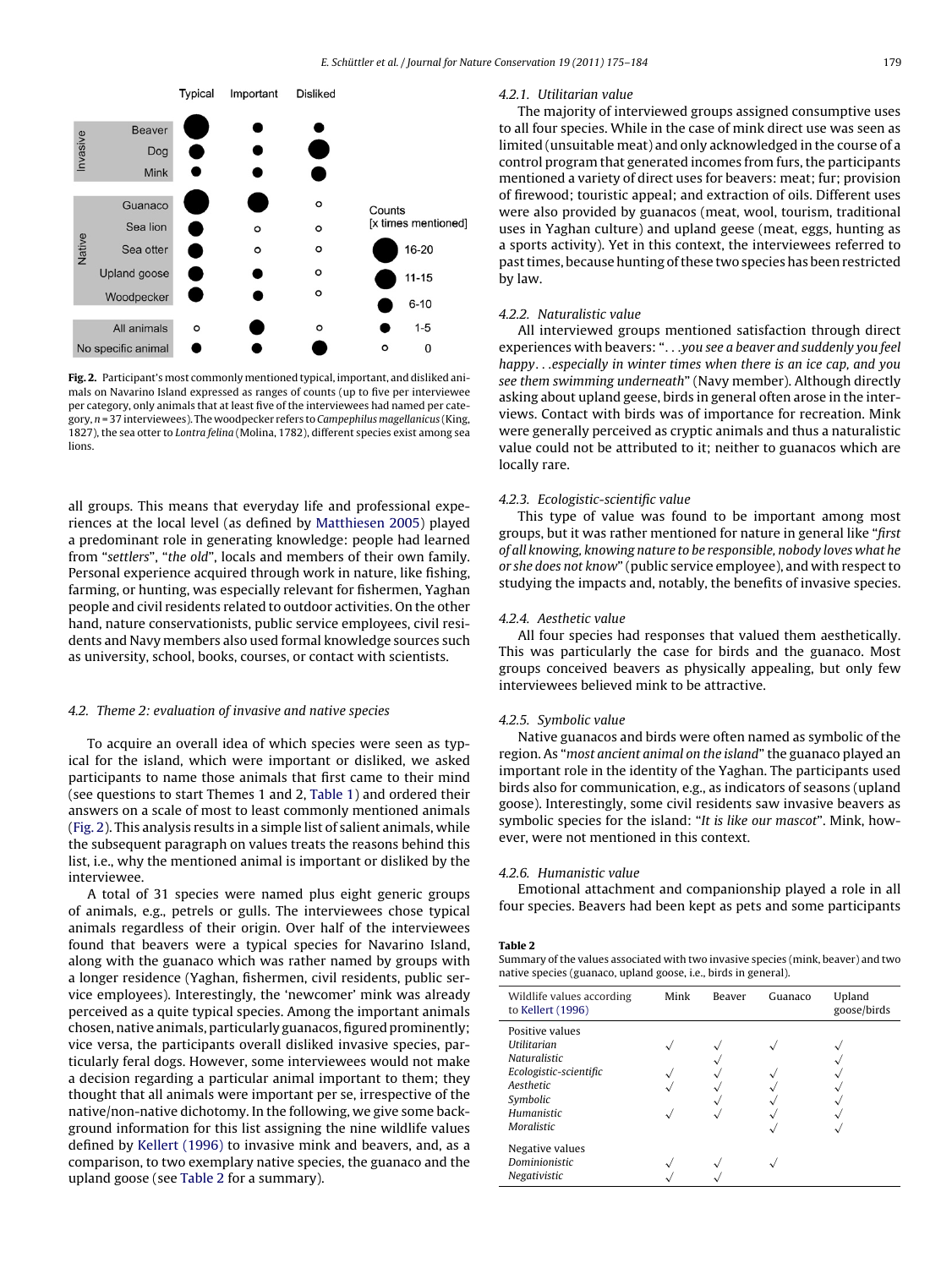**Fig. 2.** Participant's most commonly mentioned typical, important, and disliked animals on Navarino Island expressed as ranges of counts (up to five per interviewee per category, only animals that at least five of the interviewees had named per category, n = 37 interviewees). The woodpecker refers to *Campephilus magellanicus* (King, 1827), the sea otter to *Lontra felina* (Molina, 1782), different species exist among sea lions.

all groups. This means that everyday life and professional experiences at the local level (as defined by Matthiesen 2005) played a predominant role in generating knowledge: people had learned from "*settlers*", "*the old*", locals and members of their own family. Personal experience acquired through work in nature, like fishing, farming, or hunting, was especially relevant for fishermen, Yaghan people and civil residents related to outdoor activities. On the other hand, nature conservationists, public service employees, civil residents and Navy members also used formal knowledge sources such as university, school, books, courses, or contact with scientists.

### 4.2. Theme 2: evaluation of invasive and native species

To acquire an overall idea of which species were seen as typical for the island, which were important or disliked, we asked participants to name those animals that first came to their mind (see questions to start Themes 1 and 2, Table 1) and ordered their answers on a scale of most to least commonly mentioned animals (Fig. 2). This analysis results in a simple list of salient animals, while the subsequent paragraph on values treats the reasons behind this list, i.e., why the mentioned animal is important or disliked by the interviewee.

A total of 31 species were named plus eight generic groups of animals, e.g., petrels or gulls. The interviewees chose typical animals regardless of their origin. Over half of the interviewees found that beavers were a typical species for Navarino Island, along with the guanaco which was rather named by groups with a longer residence (Yaghan, fishermen, civil residents, public service employees). Interestingly, the 'newcomer' mink was already perceived as a quite typical species. Among the important animals chosen, native animals, particularly guanacos, figured prominently; vice versa, the participants overall disliked invasive species, particularly feral dogs. However, some interviewees would not make a decision regarding a particular animal important to them; they thought that all animals were important per se, irrespective of the native/non-native dichotomy. In the following, we give some background information for this list assigning the nine wildlife values defined by Kellert (1996) to invasive mink and beavers, and, as a comparison, to two exemplary native species, the guanaco and the upland goose (see Table 2 for a summary).

#### 4.2.1. Utilitarian value

The majority of interviewed groups assigned consumptive uses to all four species. While in the case of mink direct use was seen as limited (unsuitable meat) and only acknowledged in the course of a control program that generated incomes from furs, the participants mentioned a variety of direct uses for beavers: meat; fur; provision of firewood; touristic appeal; and extraction of oils. Different uses were also provided by guanacos (meat, wool, tourism, traditional uses in Yaghan culture) and upland geese (meat, eggs, hunting as a sports activity). Yet in this context, the interviewees referred to past times, because hunting of these two species has been restricted by law.

#### 4.2.2. Naturalistic value

All interviewed groups mentioned satisfaction through direct experiences with beavers: "*...you see a beaver and suddenly you feel happy...especially in winter times when there is an ice cap, and you see them swimming underneath*" (Navy member). Although directly asking about upland geese, birds in general often arose in the interviews. Contact with birds was of importance for recreation. Mink were generally perceived as cryptic animals and thus a naturalistic value could not be attributed to it; neither to guanacos which are locally rare.

#### 4.2.3. Ecologistic-scientific value

This type of value was found to be important among most groups, but it was rather mentioned for nature in general like "*first of all knowing, knowing nature to be responsible, nobody loves what he or she does not know*" (public service employee), and with respect to studying the impacts and, notably, the benefits of invasive species.

#### 4.2.4. Aesthetic value

All four species had responses that valued them aesthetically. This was particularly the case for birds and the guanaco. Most groups conceived beavers as physically appealing, but only few interviewees believed mink to be attractive.

#### 4.2.5. Symbolic value

Native guanacos and birds were often named as symbolic of the region. As "*most ancient animal on the island*" the guanaco played an important role in the identity of the Yaghan. The participants used birds also for communication, e.g., as indicators of seasons (upland goose). Interestingly, some civil residents saw invasive beavers as symbolic species for the island: "*It is like our mascot*". Mink, however, were not mentioned in this context.

#### 4.2.6. Humanistic value

Emotional attachment and companionship played a role in all four species. Beavers had been kept as pets and some participants

**Table 2**
Summary of the values associated with two invasive species (mink, beaver) and two native species (guanaco, upland goose, i.e., birds in general).

| Wildlife values according to Kellert (1996) | Mink | Beaver | Guanaco | Upland goose/birds |
|---|---|---|---|---|
| Positive values | | | | |
| *Utilitarian* | √ | √ | √ | √ |
| *Naturalistic* | | √ | | √ |
| *Ecologistic-scientific* | √ | √ | √ | √ |
| *Aesthetic* | √ | √ | √ | √ |
| *Symbolic* | | √ | √ | √ |
| *Humanistic* | √ | √ | √ | √ |
| *Moralistic* | | | √ | √ |
| Negative values | | | | |
| *Dominionistic* | √ | √ | √ | |
| *Negativistic* | √ | √ | | |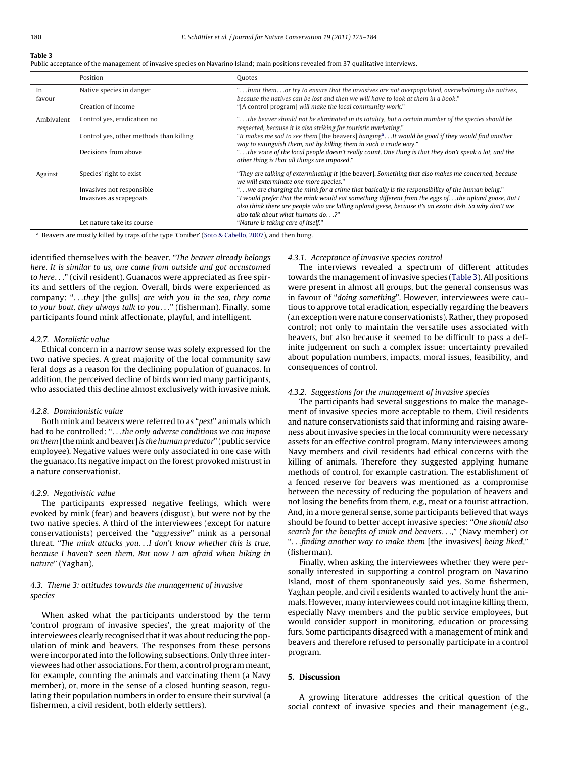**Table 3**
Public acceptance of the management of invasive species on Navarino Island; main positions revealed from 37 qualitative interviews.

| | Position | Quotes |
|---|---|---|
| In favour | Native species in danger | "...*hunt them...or try to ensure that the invasives are not overpopulated, overwhelming the natives, because the natives can be lost and then we will have to look at them in a book.*" |
| | Creation of income | "[A control program] *will make the local community work.*" |
| Ambivalent | Control yes, eradication no | "...*the beaver should not be eliminated in its totality, but a certain number of the species should be respected, because it is also striking for touristic marketing.*" |
| | Control yes, other methods than killing | "*It makes me sad to see them* [the beavers] *hanging*[a]...*It would be good if they would find another way to extinguish them, not by killing them in such a crude way.*" |
| | Decisions from above | "...*the voice of the local people doesn't really count. One thing is that they don't speak a lot, and the other thing is that all things are imposed.*" |
| Against | Species' right to exist | "*They are talking of exterminating it* [the beaver]. *Something that also makes me concerned, because we will exterminate one more species.*" |
| | Invasives not responsible | "...*we are charging the mink for a crime that basically is the responsibility of the human being.*" |
| | Invasives as scapegoats | "*I would prefer that the mink would eat something different from the eggs of...the upland goose. But I also think there are people who are killing upland geese, because it's an exotic dish. So why don't we also talk about what humans do...?*" |
| | Let nature take its course | "*Nature is taking care of itself.*" |

[a] Beavers are mostly killed by traps of the type 'Coniber' (Soto & Cabello, 2007), and then hung.

identified themselves with the beaver. "*The beaver already belongs here. It is similar to us, one came from outside and got accustomed to here...*" (civil resident). Guanacos were appreciated as free spirits and settlers of the region. Overall, birds were experienced as company: "...*they* [the gulls] *are with you in the sea, they come to your boat, they always talk to you...*" (fisherman). Finally, some participants found mink affectionate, playful, and intelligent.

#### 4.2.7. Moralistic value

Ethical concern in a narrow sense was solely expressed for the two native species. A great majority of the local community saw feral dogs as a reason for the declining population of guanacos. In addition, the perceived decline of birds worried many participants, who associated this decline almost exclusively with invasive mink.

#### 4.2.8. Dominionistic value

Both mink and beavers were referred to as "*pest*" animals which had to be controlled: "...*the only adverse conditions we can impose on them* [the mink and beaver] *is the human predator*" (public service employee). Negative values were only associated in one case with the guanaco. Its negative impact on the forest provoked mistrust in a nature conservationist.

#### 4.2.9. Negativistic value

The participants expressed negative feelings, which were evoked by mink (fear) and beavers (disgust), but were not by the two native species. A third of the interviewees (except for nature conservationists) perceived the "*aggressive*" mink as a personal threat. "*The mink attacks you...I don't know whether this is true, because I haven't seen them. But now I am afraid when hiking in nature*" (Yaghan).

### 4.3. Theme 3: attitudes towards the management of invasive species

When asked what the participants understood by the term 'control program of invasive species', the great majority of the interviewees clearly recognised that it was about reducing the population of mink and beavers. The responses from these persons were incorporated into the following subsections. Only three interviewees had other associations. For them, a control program meant, for example, counting the animals and vaccinating them (a Navy member), or, more in the sense of a closed hunting season, regulating their population numbers in order to ensure their survival (a fishermen, a civil resident, both elderly settlers).

#### 4.3.1. Acceptance of invasive species control

The interviews revealed a spectrum of different attitudes towards the management of invasive species (Table 3). All positions were present in almost all groups, but the general consensus was in favour of "*doing something*". However, interviewees were cautious to approve total eradication, especially regarding the beavers (an exception were nature conservationists). Rather, they proposed control; not only to maintain the versatile uses associated with beavers, but also because it seemed to be difficult to pass a definite judgement on such a complex issue: uncertainty prevailed about population numbers, impacts, moral issues, feasibility, and consequences of control.

#### 4.3.2. Suggestions for the management of invasive species

The participants had several suggestions to make the management of invasive species more acceptable to them. Civil residents and nature conservationists said that informing and raising awareness about invasive species in the local community were necessary assets for an effective control program. Many interviewees among Navy members and civil residents had ethical concerns with the killing of animals. Therefore they suggested applying humane methods of control, for example castration. The establishment of a fenced reserve for beavers was mentioned as a compromise between the necessity of reducing the population of beavers and not losing the benefits from them, e.g., meat or a tourist attraction. And, in a more general sense, some participants believed that ways should be found to better accept invasive species: "*One should also search for the benefits of mink and beavers...*," (Navy member) or "...*finding another way to make them* [the invasives] *being liked*," (fisherman).

Finally, when asking the interviewees whether they were personally interested in supporting a control program on Navarino Island, most of them spontaneously said yes. Some fishermen, Yaghan people, and civil residents wanted to actively hunt the animals. However, many interviewees could not imagine killing them, especially Navy members and the public service employees, but would consider support in monitoring, education or processing furs. Some participants disagreed with a management of mink and beavers and therefore refused to personally participate in a control program.

## 5. Discussion

A growing literature addresses the critical question of the social context of invasive species and their management (e.g.,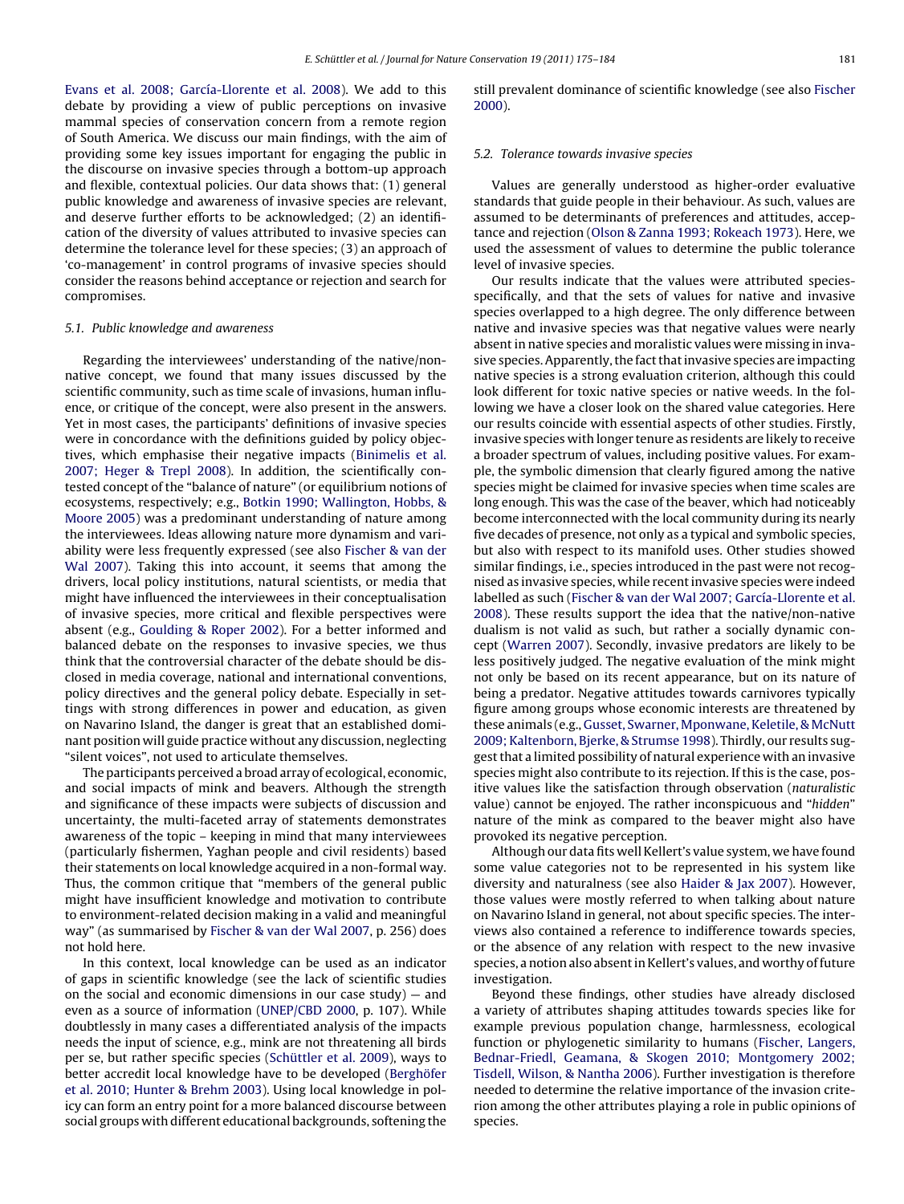Evans et al. 2008; García-Llorente et al. 2008). We add to this debate by providing a view of public perceptions on invasive mammal species of conservation concern from a remote region of South America. We discuss our main findings, with the aim of providing some key issues important for engaging the public in the discourse on invasive species through a bottom-up approach and flexible, contextual policies. Our data shows that: (1) general public knowledge and awareness of invasive species are relevant, and deserve further efforts to be acknowledged; (2) an identification of the diversity of values attributed to invasive species can determine the tolerance level for these species; (3) an approach of 'co-management' in control programs of invasive species should consider the reasons behind acceptance or rejection and search for compromises.

### 5.1. Public knowledge and awareness

Regarding the interviewees' understanding of the native/non-native concept, we found that many issues discussed by the scientific community, such as time scale of invasions, human influence, or critique of the concept, were also present in the answers. Yet in most cases, the participants' definitions of invasive species were in concordance with the definitions guided by policy objectives, which emphasise their negative impacts (Binimelis et al. 2007; Heger & Trepl 2008). In addition, the scientifically contested concept of the "balance of nature" (or equilibrium notions of ecosystems, respectively; e.g., Botkin 1990; Wallington, Hobbs, & Moore 2005) was a predominant understanding of nature among the interviewees. Ideas allowing nature more dynamism and variability were less frequently expressed (see also Fischer & van der Wal 2007). Taking this into account, it seems that among the drivers, local policy institutions, natural scientists, or media that might have influenced the interviewees in their conceptualisation of invasive species, more critical and flexible perspectives were absent (e.g., Goulding & Roper 2002). For a better informed and balanced debate on the responses to invasive species, we thus think that the controversial character of the debate should be disclosed in media coverage, national and international conventions, policy directives and the general policy debate. Especially in settings with strong differences in power and education, as given on Navarino Island, the danger is great that an established dominant position will guide practice without any discussion, neglecting "silent voices", not used to articulate themselves.

The participants perceived a broad array of ecological, economic, and social impacts of mink and beavers. Although the strength and significance of these impacts were subjects of discussion and uncertainty, the multi-faceted array of statements demonstrates awareness of the topic – keeping in mind that many interviewees (particularly fishermen, Yaghan people and civil residents) based their statements on local knowledge acquired in a non-formal way. Thus, the common critique that "members of the general public might have insufficient knowledge and motivation to contribute to environment-related decision making in a valid and meaningful way" (as summarised by Fischer & van der Wal 2007, p. 256) does not hold here.

In this context, local knowledge can be used as an indicator of gaps in scientific knowledge (see the lack of scientific studies on the social and economic dimensions in our case study) — and even as a source of information (UNEP/CBD 2000, p. 107). While doubtlessly in many cases a differentiated analysis of the impacts needs the input of science, e.g., mink are not threatening all birds per se, but rather specific species (Schüttler et al. 2009), ways to better accredit local knowledge have to be developed (Berghöfer et al. 2010; Hunter & Brehm 2003). Using local knowledge in policy can form an entry point for a more balanced discourse between social groups with different educational backgrounds, softening the still prevalent dominance of scientific knowledge (see also Fischer 2000).

### 5.2. Tolerance towards invasive species

Values are generally understood as higher-order evaluative standards that guide people in their behaviour. As such, values are assumed to be determinants of preferences and attitudes, acceptance and rejection (Olson & Zanna 1993; Rokeach 1973). Here, we used the assessment of values to determine the public tolerance level of invasive species.

Our results indicate that the values were attributed species-specifically, and that the sets of values for native and invasive species overlapped to a high degree. The only difference between native and invasive species was that negative values were nearly absent in native species and moralistic values were missing in invasive species. Apparently, the fact that invasive species are impacting native species is a strong evaluation criterion, although this could look different for toxic native species or native weeds. In the following we have a closer look on the shared value categories. Here our results coincide with essential aspects of other studies. Firstly, invasive species with longer tenure as residents are likely to receive a broader spectrum of values, including positive values. For example, the symbolic dimension that clearly figured among the native species might be claimed for invasive species when time scales are long enough. This was the case of the beaver, which had noticeably become interconnected with the local community during its nearly five decades of presence, not only as a typical and symbolic species, but also with respect to its manifold uses. Other studies showed similar findings, i.e., species introduced in the past were not recognised as invasive species, while recent invasive species were indeed labelled as such (Fischer & van der Wal 2007; García-Llorente et al. 2008). These results support the idea that the native/non-native dualism is not valid as such, but rather a socially dynamic concept (Warren 2007). Secondly, invasive predators are likely to be less positively judged. The negative evaluation of the mink might not only be based on its recent appearance, but on its nature of being a predator. Negative attitudes towards carnivores typically figure among groups whose economic interests are threatened by these animals (e.g., Gusset, Swarner, Mponwane, Keletile, & McNutt 2009; Kaltenborn, Bjerke, & Strumse 1998). Thirdly, our results suggest that a limited possibility of natural experience with an invasive species might also contribute to its rejection. If this is the case, positive values like the satisfaction through observation (*naturalistic* value) cannot be enjoyed. The rather inconspicuous and "*hidden*" nature of the mink as compared to the beaver might also have provoked its negative perception.

Although our data fits well Kellert's value system, we have found some value categories not to be represented in his system like diversity and naturalness (see also Haider & Jax 2007). However, those values were mostly referred to when talking about nature on Navarino Island in general, not about specific species. The interviews also contained a reference to indifference towards species, or the absence of any relation with respect to the new invasive species, a notion also absent in Kellert's values, and worthy of future investigation.

Beyond these findings, other studies have already disclosed a variety of attributes shaping attitudes towards species like for example previous population change, harmlessness, ecological function or phylogenetic similarity to humans (Fischer, Langers, Bednar-Friedl, Geamana, & Skogen 2010; Montgomery 2002; Tisdell, Wilson, & Nantha 2006). Further investigation is therefore needed to determine the relative importance of the invasion criterion among the other attributes playing a role in public opinions of species.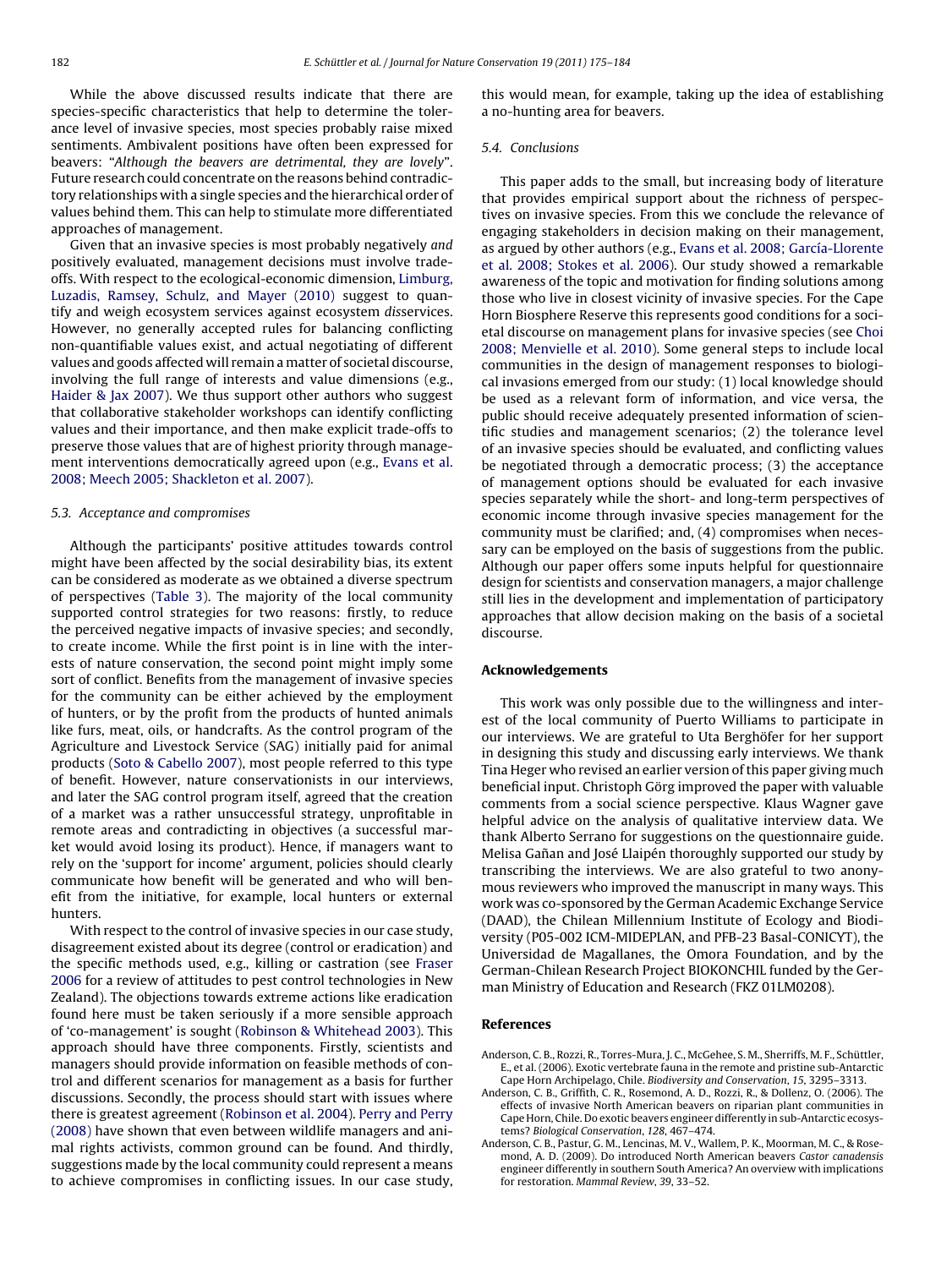While the above discussed results indicate that there are species-specific characteristics that help to determine the tolerance level of invasive species, most species probably raise mixed sentiments. Ambivalent positions have often been expressed for beavers: "*Although the beavers are detrimental, they are lovely*". Future research could concentrate on the reasons behind contradictory relationships with a single species and the hierarchical order of values behind them. This can help to stimulate more differentiated approaches of management.

Given that an invasive species is most probably negatively *and* positively evaluated, management decisions must involve trade-offs. With respect to the ecological-economic dimension, Limburg, Luzadis, Ramsey, Schulz, and Mayer (2010) suggest to quantify and weigh ecosystem services against ecosystem *dis*services. However, no generally accepted rules for balancing conflicting non-quantifiable values exist, and actual negotiating of different values and goods affected will remain a matter of societal discourse, involving the full range of interests and value dimensions (e.g., Haider & Jax 2007). We thus support other authors who suggest that collaborative stakeholder workshops can identify conflicting values and their importance, and then make explicit trade-offs to preserve those values that are of highest priority through management interventions democratically agreed upon (e.g., Evans et al. 2008; Meech 2005; Shackleton et al. 2007).

### 5.3. Acceptance and compromises

Although the participants' positive attitudes towards control might have been affected by the social desirability bias, its extent can be considered as moderate as we obtained a diverse spectrum of perspectives (Table 3). The majority of the local community supported control strategies for two reasons: firstly, to reduce the perceived negative impacts of invasive species; and secondly, to create income. While the first point is in line with the interests of nature conservation, the second point might imply some sort of conflict. Benefits from the management of invasive species for the community can be either achieved by the employment of hunters, or by the profit from the products of hunted animals like furs, meat, oils, or handcrafts. As the control program of the Agriculture and Livestock Service (SAG) initially paid for animal products (Soto & Cabello 2007), most people referred to this type of benefit. However, nature conservationists in our interviews, and later the SAG control program itself, agreed that the creation of a market was a rather unsuccessful strategy, unprofitable in remote areas and contradicting in objectives (a successful market would avoid losing its product). Hence, if managers want to rely on the 'support for income' argument, policies should clearly communicate how benefit will be generated and who will benefit from the initiative, for example, local hunters or external hunters.

With respect to the control of invasive species in our case study, disagreement existed about its degree (control or eradication) and the specific methods used, e.g., killing or castration (see Fraser 2006 for a review of attitudes to pest control technologies in New Zealand). The objections towards extreme actions like eradication found here must be taken seriously if a more sensible approach of 'co-management' is sought (Robinson & Whitehead 2003). This approach should have three components. Firstly, scientists and managers should provide information on feasible methods of control and different scenarios for management as a basis for further discussions. Secondly, the process should start with issues where there is greatest agreement (Robinson et al. 2004). Perry and Perry (2008) have shown that even between wildlife managers and animal rights activists, common ground can be found. And thirdly, suggestions made by the local community could represent a means to achieve compromises in conflicting issues. In our case study, this would mean, for example, taking up the idea of establishing a no-hunting area for beavers.

### 5.4. Conclusions

This paper adds to the small, but increasing body of literature that provides empirical support about the richness of perspectives on invasive species. From this we conclude the relevance of engaging stakeholders in decision making on their management, as argued by other authors (e.g., Evans et al. 2008; García-Llorente et al. 2008; Stokes et al. 2006). Our study showed a remarkable awareness of the topic and motivation for finding solutions among those who live in closest vicinity of invasive species. For the Cape Horn Biosphere Reserve this represents good conditions for a societal discourse on management plans for invasive species (see Choi 2008; Menvielle et al. 2010). Some general steps to include local communities in the design of management responses to biological invasions emerged from our study: (1) local knowledge should be used as a relevant form of information, and vice versa, the public should receive adequately presented information of scientific studies and management scenarios; (2) the tolerance level of an invasive species should be evaluated, and conflicting values be negotiated through a democratic process; (3) the acceptance of management options should be evaluated for each invasive species separately while the short- and long-term perspectives of economic income through invasive species management for the community must be clarified; and, (4) compromises when necessary can be employed on the basis of suggestions from the public. Although our paper offers some inputs helpful for questionnaire design for scientists and conservation managers, a major challenge still lies in the development and implementation of participatory approaches that allow decision making on the basis of a societal discourse.

## Acknowledgements

This work was only possible due to the willingness and interest of the local community of Puerto Williams to participate in our interviews. We are grateful to Uta Berghöfer for her support in designing this study and discussing early interviews. We thank Tina Heger who revised an earlier version of this paper giving much beneficial input. Christoph Görg improved the paper with valuable comments from a social science perspective. Klaus Wagner gave helpful advice on the analysis of qualitative interview data. We thank Alberto Serrano for suggestions on the questionnaire guide. Melisa Gañan and José Llaipén thoroughly supported our study by transcribing the interviews. We are also grateful to two anonymous reviewers who improved the manuscript in many ways. This work was co-sponsored by the German Academic Exchange Service (DAAD), the Chilean Millennium Institute of Ecology and Biodiversity (P05-002 ICM-MIDEPLAN, and PFB-23 Basal-CONICYT), the Universidad de Magallanes, the Omora Foundation, and by the German-Chilean Research Project BIOKONCHIL funded by the German Ministry of Education and Research (FKZ 01LM0208).

## References

Anderson, C. B., Rozzi, R., Torres-Mura, J. C., McGehee, S. M., Sherriffs, M. F., Schüttler, E., et al. (2006). Exotic vertebrate fauna in the remote and pristine sub-Antarctic Cape Horn Archipelago, Chile. *Biodiversity and Conservation*, *15*, 3295–3313.

Anderson, C. B., Griffith, C. R., Rosemond, A. D., Rozzi, R., & Dollenz, O. (2006). The effects of invasive North American beavers on riparian plant communities in Cape Horn, Chile. Do exotic beavers engineer differently in sub-Antarctic ecosystems? *Biological Conservation*, *128*, 467–474.

Anderson, C. B., Pastur, G. M., Lencinas, M. V., Wallem, P. K., Moorman, M. C., & Rosemond, A. D. (2009). Do introduced North American beavers *Castor canadensis* engineer differently in southern South America? An overview with implications for restoration. *Mammal Review*, *39*, 33–52.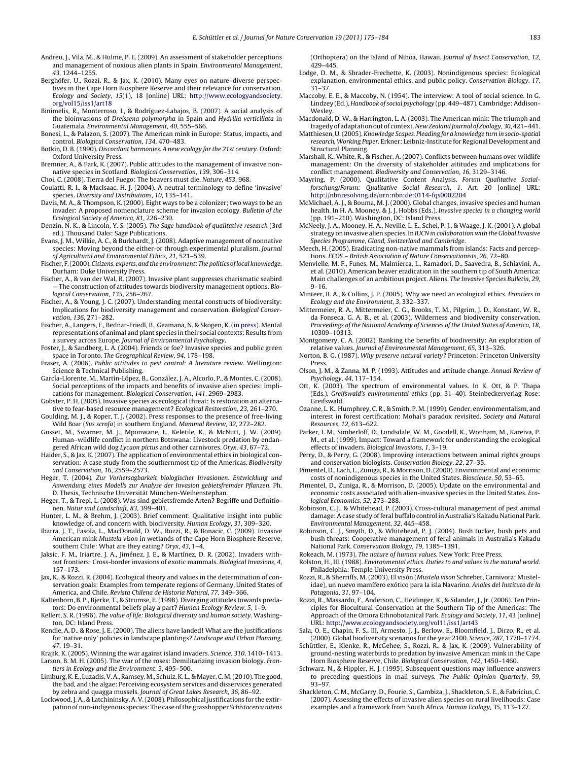Andreu, J., Vila, M., & Hulme, P. E. (2009). An assessment of stakeholder perceptions and management of noxious alien plants in Spain. *Environmental Management*, *43*, 1244–1255.

Berghöfer, U., Rozzi, R., & Jax, K. (2010). Many eyes on nature–diverse perspectives in the Cape Horn Biosphere Reserve and their relevance for conservation. *Ecology and Society*, *15*(1), 18 [online] URL: http://www.ecologyandsociety.org/vol15/iss1/art18

Binimelis, R., Monterroso, I., & Rodríguez-Labajos, B. (2007). A social analysis of the bioinvasions of *Dreissena polymorpha* in Spain and *Hydrilla verticillata* in Guatemala. *Environmental Management*, *40*, 555–566.

Bonesi, L., & Palazon, S. (2007). The American mink in Europe: Status, impacts, and control. *Biological Conservation*, *134*, 470–483.

Botkin, D. B. (1990). *Discordant harmonies. A new ecology for the 21st century*. Oxford: Oxford University Press.

Bremner, A., & Park, K. (2007). Public attitudes to the management of invasive non-native species in Scotland. *Biological Conservation*, *139*, 306–314.

Choi, C. (2008). Tierra del Fuego: The beavers must die. *Nature*, *453*, 968.

Coulatti, R. I., & MacIsaac, H. J. (2004). A neutral terminology to define 'invasive' species. *Diversity and Distributions*, *10*, 135–141.

Davis, M. A., & Thompson, K. (2000). Eight ways to be a colonizer; two ways to be an invader: A proposed nomenclature scheme for invasion ecology. *Bulletin of the Ecological Society of America*, *81*, 226–230.

Denzin, N. K., & Lincoln, Y. S. (2005). *The Sage handbook of qualitative research* (3rd ed.). Thousand Oaks: Sage Publications.

Evans, J. M., Wilkie, A. C., & Burkhardt, J. (2008). Adaptive management of nonnative species: Moving beyond the either-or through experimental pluralism. *Journal of Agricultural and Environmental Ethics*, *21*, 521–539.

Fischer, F. (2000). *Citizens, experts, and the environment: The politics of local knowledge*. Durham: Duke University Press.

Fischer, A., & van der Wal, R. (2007). Invasive plant suppresses charismatic seabird — The construction of attitudes towards biodiversity management options. *Biological Conservation*, *135*, 256–267.

Fischer, A., & Young, J. C. (2007). Understanding mental constructs of biodiversity: Implications for biodiversity management and conservation. *Biological Conservation*, *136*, 271–282.

Fischer, A., Langers, F., Bednar-Friedl, B., Geamana, N. & Skogen, K. (in press). Mental representations of animal and plant species in their social contexts: Results from a survey across Europe. *Journal of Environmental Psychology*.

Foster, J., & Sandberg, L. A. (2004). Friends or foe? Invasive species and public green space in Toronto. *The Geographical Review*, *94*, 178–198.

Fraser, A. (2006). *Public attitudes to pest control: A literature review*. Wellington: Science & Technical Publishing.

García-Llorente, M., Martín-López, B., González, J. A., Alcorlo, P., & Montes, C. (2008). Social perceptions of the impacts and benefits of invasive alien species: Implications for management. *Biological Conservation*, *141*, 2969–2983.

Gobster, P. H. (2005). Invasive species as ecological threat: Is restoration an alternative to fear-based resource management? *Ecological Restoration*, *23*, 261–270.

Goulding, M. J., & Roper, T. J. (2002). Press responses to the presence of free-living Wild Boar (*Sus scrofa*) in southern England. *Mammal Review*, *32*, 272–282.

Gusset, M., Swarner, M. J., Mponwane, L., Keletile, K., & McNutt, J. W. (2009). Human–wildlife conflict in northern Botswana: Livestock predation by endangered African wild dog *Lycaon pictus* and other carnivores. *Oryx*, *43*, 67–72.

Haider, S., & Jax, K. (2007). The application of environmental ethics in biological conservation: A case study from the southernmost tip of the Americas. *Biodiversity and Conservation*, *16*, 2559–2573.

Heger, T. (2004). *Zur Vorhersagbarkeit biologischer Invasionen. Entwicklung und Anwendung eines Modells zur Analyse der Invasion gebietsfremder Pflanzen*. Ph. D. Thesis, Technische Universität München-Weihenstephan.

Heger, T., & Trepl, L. (2008). Was sind gebietsfremde Arten? Begriffe und Definitionen. *Natur und Landschaft*, *83*, 399–401.

Hunter, L. M., & Brehm, J. (2003). Brief comment: Qualitative insight into public knowledge of, and concern with, biodiversity. *Human Ecology*, *31*, 309–320.

Ibarra, J. T., Fasola, L., MacDonald, D. W., Rozzi, R., & Bonacic, C. (2009). Invasive American mink *Mustela vison* in wetlands of the Cape Horn Biosphere Reserve, southern Chile: What are they eating? *Oryx*, *43*, 1–4.

Jaksic, F. M., Iriartre, J. A., Jiménez, J. E., & Martínez, D. R. (2002). Invaders without frontiers: Cross-border invasions of exotic mammals. *Biological Invasions*, *4*, 157–173.

Jax, K., & Rozzi, R. (2004). Ecological theory and values in the determination of conservation goals: Examples from temperate regions of Germany, United States of America, and Chile. *Revista Chilena de Historia Natural*, *77*, 349–366.

Kaltenborn, B. P., Bjerke, T., & Strumse, E. (1998). Diverging attitudes towards predators: Do environmental beliefs play a part? *Human Ecology Review*, *5*, 1–9.

Kellert, S. R. (1996). *The value of life: Biological diversity and human society*. Washington, DC: Island Press.

Kendle, A. D., & Rose, J. E. (2000). The aliens have landed! What are the justifications for 'native only' policies in landscape plantings? *Landscape and Urban Planning*, *47*, 19–31.

Krajik, K. (2005). Winning the war against island invaders. *Science*, *310*, 1410–1413.

Larson, B. M. H. (2005). The war of the roses: Demilitarizing invasion biology. *Frontiers in Ecology and the Environment*, *3*, 495–500.

Limburg, K. E., Luzadis, V. A., Ramsey, M., Schulz, K. L., & Mayer, C. M. (2010). The good, the bad, and the algae: Perceiving ecosystem services and disservices generated by zebra and quagga mussels. *Journal of Great Lakes Research*, *36*, 86–92.

Lockwood, J. A., & Latchininsky, A. V. (2008). Philosophical justifications for the extirpation of non-indigenous species: The case of the grasshopper *Schistocerca nitens* (Orthoptera) on the Island of Nihoa, Hawaii. *Journal of Insect Conservation*, *12*, 429–445.

Lodge, D. M., & Shrader-Frechette, K. (2003). Nonindigenous species: Ecological explanation, environmental ethics, and public policy. *Conservation Biology*, *17*, 31–37.

Maccoby, E. E., & Maccoby, N. (1954). The interview: A tool of social science. In G. Lindzey (Ed.), *Handbook of social psychology* (pp. 449–487). Cambridge: Addison-Wesley.

Macdonald, D. W., & Harrington, L. A. (2003). The American mink: The triumph and tragedy of adaptation out of context. *New Zealand Journal of Zoology*, *30*, 421–441.

Matthiesen, U. (2005). *Knowledge Scapes. Pleading for a knowledge turn in socio-spatial research, Working Paper*. Erkner: Leibniz-Institute for Regional Development and Structural Planning.

Marshall, K., White, R., & Fischer, A. (2007). Conflicts between humans over wildlife management: On the diversity of stakeholder attitudes and implications for conflict management. *Biodiversity and Conservation*, *16*, 3129–3146.

Mayring, P. (2000). Qualitative Content Analysis. *Forum Qualitative Sozialforschung/Forum: Qualitative Social Research*, *1*. Art. 20 [online] URL: http://nbnresolving.de/urn:nbn:de:0114-fqs0002204

McMichael, A. J., & Bouma, M. J. (2000). Global changes, invasive species and human health. In H. A. Mooney, & J. J. Hobbs (Eds.), *Invasive species in a changing world* (pp. 191–210). Washington, DC: Island Press.

McNeely, J. A., Mooney, H. A., Neville, L. E., Schei, P. J., & Waage, J. K. (2001). A global strategy on invasive alien species. In *IUCN in collaboration with the Global Invasive Species Programme, Gland, Switzerland and Cambridge*.

Meech, H. (2005). Eradicating non-native mammals from islands: Facts and perceptions. *ECOS – British Association of Nature Conservationists*, *26*, 72–80.

Menvielle, M. F., Funes, M., Malmierca, L., Ramadori, D., Saavedra, B., Schiavini, A., et al. (2010). American beaver eradication in the southern tip of South America: Main challenges of an ambitious project. Aliens. *The Invasive Species Bulletin*, *29*, 9–16.

Minteer, B. A., & Collins, J. P. (2005). Why we need an ecological ethics. *Frontiers in Ecology and the Environment*, *3*, 332–337.

Mittermeier, R. A., Mittermeier, C. G., Brooks, T. M., Pilgrim, J. D., Konstant, W. R., da Fonseca, G. A. B., et al. (2003). Wilderness and biodiversity conservation. *Proceedings of the National Academy of Sciences of the United States of America*, *18*, 10309–10313.

Montgomery, C. A. (2002). Ranking the benefits of biodiversity: An exploration of relative values. *Journal of Environmental Management*, *65*, 313–326.

Norton, B. G. (1987). *Why preserve natural variety?* Princeton: Princeton University Press.

Olson, J. M., & Zanna, M. P. (1993). Attitudes and attitude change. *Annual Review of Psychology*, *44*, 117–154.

Ott, K. (2003). The spectrum of environmental values. In K. Ott, & P. Thapa (Eds.), *Greifswald's environmental ethics* (pp. 31–40). Steinbeckerverlag Rose: Greifswald.

Ozanne, L. K., Humphrey, C. R., & Smith, P. M. (1999). Gender, environmentalism, and interest in forest certification: Mohai's paradox revisited. *Society and Natural Resources*, *12*, 613–622.

Parker, I. M., Simberloff, D., Londsdale, W. M., Goodell, K., Wonham, M., Kareiva, P. M., et al. (1999). Impact: Toward a framework for understanding the ecological effects of invaders. *Biological Invasions*, *1*, 3–19.

Perry, D., & Perry, G. (2008). Improving interactions between animal rights groups and conservation biologists. *Conservation Biology*, *22*, 27–35.

Pimentel, D., Lach, L., Zuniga, R., & Morrison, D. (2000). Environmental and economic costs of nonindigenous species in the United States. *Bioscience*, *50*, 53–65.

Pimentel, D., Zuniga, R., & Morrison, D. (2005). Update on the environmental and economic costs associated with alien-invasive species in the United States. *Ecological Economics*, *52*, 273–288.

Robinson, C. J., & Whitehead, P. (2003). Cross-cultural management of pest animal damage: A case study of feral buffalo control in Australia's Kakadu National Park. *Environmental Management*, *32*, 445–458.

Robinson, C. J., Smyth, D., & Whitehead, P. J. (2004). Bush tucker, bush pets and bush threats: Cooperative management of feral animals in Australia's Kakadu National Park. *Conservation Biology*, *19*, 1385–1391.

Rokeach, M. (1973). *The nature of human values*. New York: Free Press.

Rolston, H., III. (1988). *Environmental ethics. Duties to and values in the natural world*. Philadelphia: Temple University Press.

Rozzi, R., & Sherriffs, M. (2003). El visón (*Mustela vison* Schreber, Carnivora: Mustelidae), un nuevo mamífero exótico para la isla Navarino. *Anales del Instituto de la Patagonia*, *31*, 97–104.

Rozzi, R., Massardo, F., Anderson, C., Heidinger, K., & Silander, J., Jr. (2006). Ten Principles for Biocultural Conservation at the Southern Tip of the Americas: The Approach of the Omora Ethnobotanical Park. *Ecology and Society*, *11*, 43 [online] URL: http://www.ecologyandsociety.org/vol11/iss1/art43

Sala, O. E., Chapin, F. S., III, Armesto, J. J., Berlow, E., Bloomfield, J., Dirzo, R., et al. (2000). Global biodiversity scenarios for the year 2100. *Science*, *287*, 1770–1774.

Schüttler, E., Klenke, R., McGehee, S., Rozzi, R., & Jax, K. (2009). Vulnerability of ground-nesting waterbirds to predation by invasive American mink in the Cape Horn Biosphere Reserve, Chile. *Biological Conservation*, *142*, 1450–1460.

Schwarz, N., & Hippler, H. J. (1995). Subsequent questions may influence answers to preceding questions in mail surveys. *The Public Opinion Quarterly*, *59*, 93–97.

Shackleton, C. M., McGarry, D., Fourie, S., Gambiza, J., Shackleton, S. E., & Fabricius, C. (2007). Assessing the effects of invasive alien species on rural livelihoods: Case examples and a framework from South Africa. *Human Ecology*, *35*, 113–127.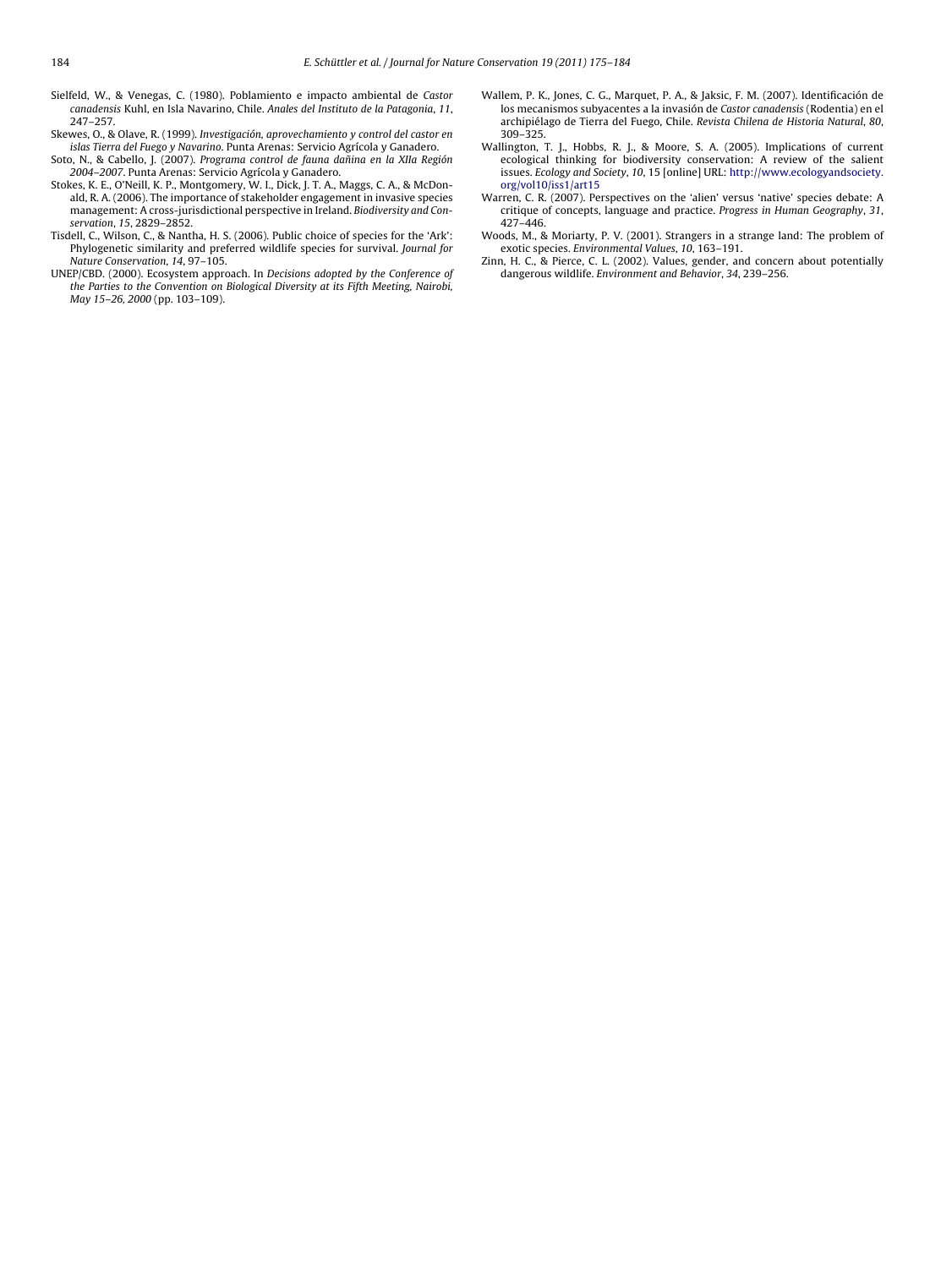Sielfeld, W., & Venegas, C. (1980). Poblamiento e impacto ambiental de *Castor canadensis* Kuhl, en Isla Navarino, Chile. *Anales del Instituto de la Patagonia*, *11*, 247–257.

Skewes, O., & Olave, R. (1999). *Investigación, aprovechamiento y control del castor en islas Tierra del Fuego y Navarino*. Punta Arenas: Servicio Agrícola y Ganadero.

Soto, N., & Cabello, J. (2007). *Programa control de fauna dañina en la XIIa Región 2004–2007*. Punta Arenas: Servicio Agrícola y Ganadero.

Stokes, K. E., O'Neill, K. P., Montgomery, W. I., Dick, J. T. A., Maggs, C. A., & McDonald, R. A. (2006). The importance of stakeholder engagement in invasive species management: A cross-jurisdictional perspective in Ireland. *Biodiversity and Conservation*, *15*, 2829–2852.

Tisdell, C., Wilson, C., & Nantha, H. S. (2006). Public choice of species for the 'Ark': Phylogenetic similarity and preferred wildlife species for survival. *Journal for Nature Conservation*, *14*, 97–105.

UNEP/CBD. (2000). Ecosystem approach. In *Decisions adopted by the Conference of the Parties to the Convention on Biological Diversity at its Fifth Meeting, Nairobi, May 15–26, 2000* (pp. 103–109).

Wallem, P. K., Jones, C. G., Marquet, P. A., & Jaksic, F. M. (2007). Identificación de los mecanismos subyacentes a la invasión de *Castor canadensis* (Rodentia) en el archipiélago de Tierra del Fuego, Chile. *Revista Chilena de Historia Natural*, *80*, 309–325.

Wallington, T. J., Hobbs, R. J., & Moore, S. A. (2005). Implications of current ecological thinking for biodiversity conservation: A review of the salient issues. *Ecology and Society*, *10*, 15 [online] URL: http://www.ecologyandsociety.org/vol10/iss1/art15

Warren, C. R. (2007). Perspectives on the 'alien' versus 'native' species debate: A critique of concepts, language and practice. *Progress in Human Geography*, *31*, 427–446.

Woods, M., & Moriarty, P. V. (2001). Strangers in a strange land: The problem of exotic species. *Environmental Values*, *10*, 163–191.

Zinn, H. C., & Pierce, C. L. (2002). Values, gender, and concern about potentially dangerous wildlife. *Environment and Behavior*, *34*, 239–256.